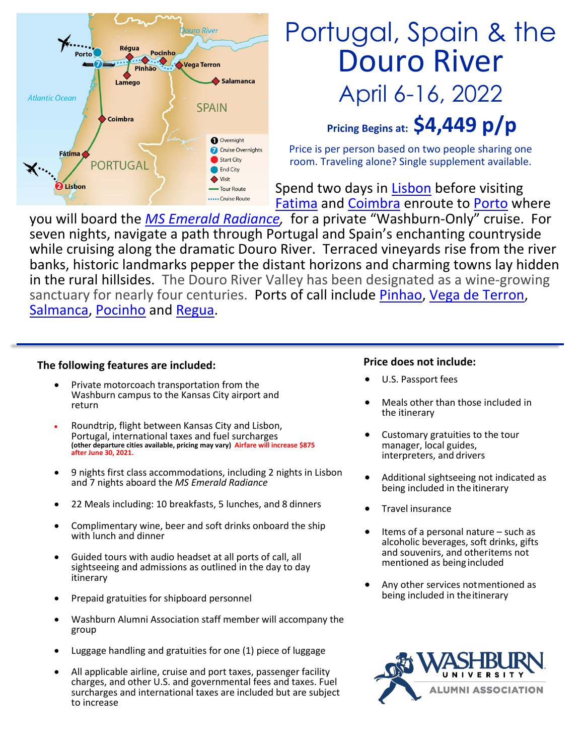# Portugal, Spain & the Douro River

## April 6-16, 2022

**Pricing Begins at: $4,449 p/p**

Price is per person based on two people sharing one room. Traveling alone? Single supplement available.

Spend two days in Lisbon before visiting Fatima and Coimbra enroute to Porto where you will board the *MS Emerald Radiance*, for a private "Washburn-Only" cruise. For seven nights, navigate a path through Portugal and Spain's enchanting countryside while cruising along the dramatic Douro River. Terraced vineyards rise from the river banks, historic landmarks pepper the distant horizons and charming towns lay hidden in the rural hillsides. The Douro River Valley has been designated as a wine-growing sanctuary for nearly four centuries. Ports of call include Pinhao, Vega de Terron, Salmanca, Pocinho and Regua.

---

**The following features are included:**

- Private motorcoach transportation from the Washburn campus to the Kansas City airport and return
- Roundtrip, flight between Kansas City and Lisbon, Portugal, international taxes and fuel surcharges **(other departure cities available, pricing may vary) Airfare will increase $875 after June 30, 2021.**
- 9 nights first class accommodations, including 2 nights in Lisbon and 7 nights aboard the *MS Emerald Radiance*
- 22 Meals including: 10 breakfasts, 5 lunches, and 8 dinners
- Complimentary wine, beer and soft drinks onboard the ship with lunch and dinner
- Guided tours with audio headset at all ports of call, all sightseeing and admissions as outlined in the day to day itinerary
- Prepaid gratuities for shipboard personnel
- Washburn Alumni Association staff member will accompany the group
- Luggage handling and gratuities for one (1) piece of luggage
- All applicable airline, cruise and port taxes, passenger facility charges, and other U.S. and governmental fees and taxes. Fuel surcharges and international taxes are included but are subject to increase

**Price does not include:**

- U.S. Passport fees
- Meals other than those included in the itinerary
- Customary gratuities to the tour manager, local guides, interpreters, and drivers
- Additional sightseeing not indicated as being included in the itinerary
- Travel insurance
- Items of a personal nature – such as alcoholic beverages, soft drinks, gifts and souvenirs, and other items not mentioned as being included
- Any other services not mentioned as being included in the itinerary

WASHBURN UNIVERSITY ALUMNI ASSOCIATION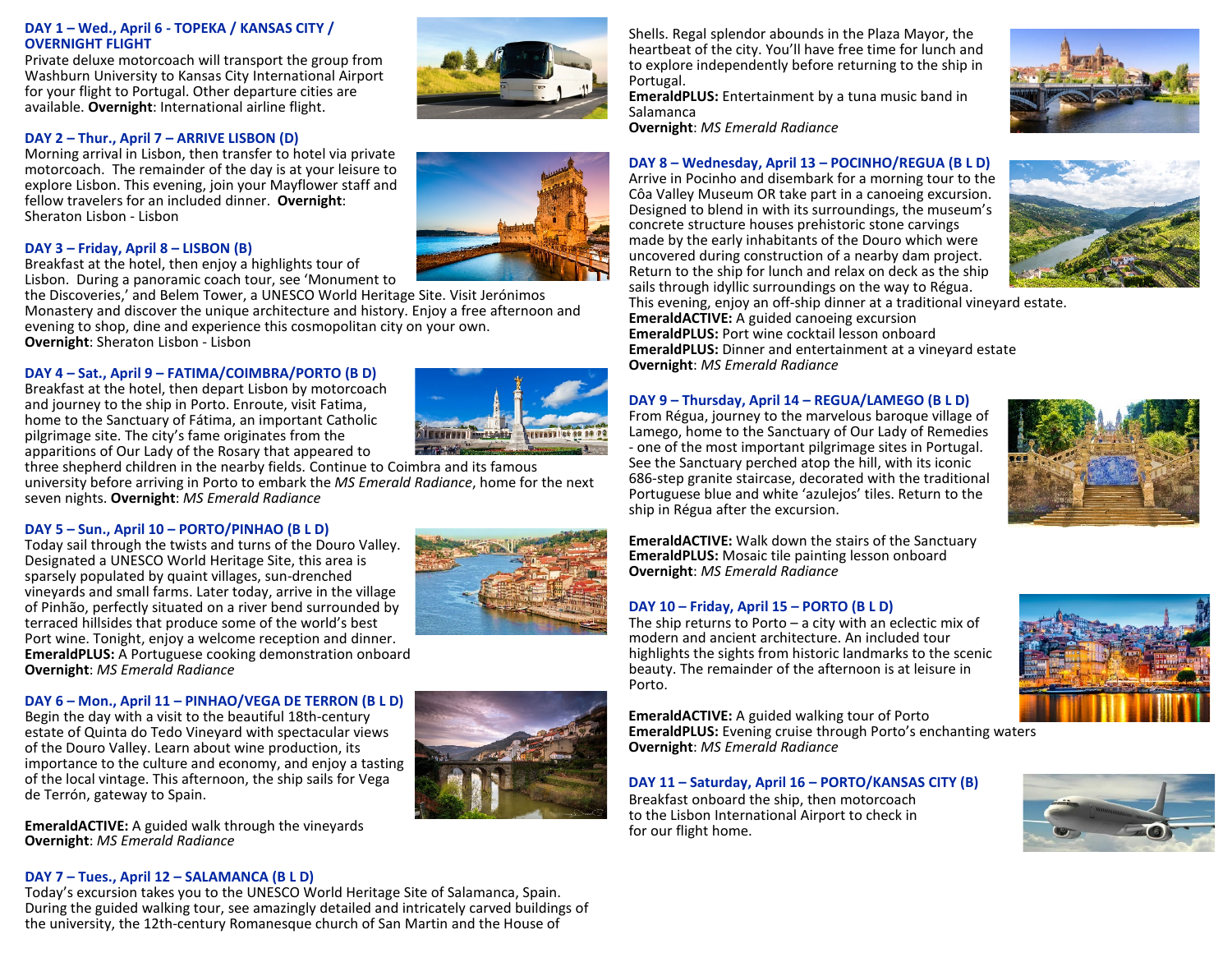### DAY 1 – Wed., April 6 - TOPEKA / KANSAS CITY / OVERNIGHT FLIGHT

Private deluxe motorcoach will transport the group from Washburn University to Kansas City International Airport for your flight to Portugal. Other departure cities are available. **Overnight**: International airline flight.

### DAY 2 – Thur., April 7 – ARRIVE LISBON (D)

Morning arrival in Lisbon, then transfer to hotel via private motorcoach. The remainder of the day is at your leisure to explore Lisbon. This evening, join your Mayflower staff and fellow travelers for an included dinner. **Overnight**: Sheraton Lisbon - Lisbon

### DAY 3 – Friday, April 8 – LISBON (B)

Breakfast at the hotel, then enjoy a highlights tour of Lisbon. During a panoramic coach tour, see 'Monument to the Discoveries,' and Belem Tower, a UNESCO World Heritage Site. Visit Jerónimos Monastery and discover the unique architecture and history. Enjoy a free afternoon and evening to shop, dine and experience this cosmopolitan city on your own.
**Overnight**: Sheraton Lisbon - Lisbon

### DAY 4 – Sat., April 9 – FATIMA/COIMBRA/PORTO (B D)

Breakfast at the hotel, then depart Lisbon by motorcoach and journey to the ship in Porto. Enroute, visit Fatima, home to the Sanctuary of Fátima, an important Catholic pilgrimage site. The city's fame originates from the apparitions of Our Lady of the Rosary that appeared to three shepherd children in the nearby fields. Continue to Coimbra and its famous university before arriving in Porto to embark the *MS Emerald Radiance*, home for the next seven nights. **Overnight**: *MS Emerald Radiance*

### DAY 5 – Sun., April 10 – PORTO/PINHAO (B L D)

Today sail through the twists and turns of the Douro Valley. Designated a UNESCO World Heritage Site, this area is sparsely populated by quaint villages, sun-drenched vineyards and small farms. Later today, arrive in the village of Pinhão, perfectly situated on a river bend surrounded by terraced hillsides that produce some of the world's best Port wine. Tonight, enjoy a welcome reception and dinner.
**EmeraldPLUS:** A Portuguese cooking demonstration onboard
**Overnight**: *MS Emerald Radiance*

### DAY 6 – Mon., April 11 – PINHAO/VEGA DE TERRON (B L D)

Begin the day with a visit to the beautiful 18th-century estate of Quinta do Tedo Vineyard with spectacular views of the Douro Valley. Learn about wine production, its importance to the culture and economy, and enjoy a tasting of the local vintage. This afternoon, the ship sails for Vega de Terrón, gateway to Spain.

**EmeraldACTIVE:** A guided walk through the vineyards
**Overnight**: *MS Emerald Radiance*

### DAY 7 – Tues., April 12 – SALAMANCA (B L D)

Today's excursion takes you to the UNESCO World Heritage Site of Salamanca, Spain. During the guided walking tour, see amazingly detailed and intricately carved buildings of the university, the 12th-century Romanesque church of San Martin and the House of Shells. Regal splendor abounds in the Plaza Mayor, the heartbeat of the city. You'll have free time for lunch and to explore independently before returning to the ship in Portugal.
**EmeraldPLUS:** Entertainment by a tuna music band in Salamanca
**Overnight**: *MS Emerald Radiance*

### DAY 8 – Wednesday, April 13 – POCINHO/REGUA (B L D)

Arrive in Pocinho and disembark for a morning tour to the Côa Valley Museum OR take part in a canoeing excursion. Designed to blend in with its surroundings, the museum's concrete structure houses prehistoric stone carvings made by the early inhabitants of the Douro which were uncovered during construction of a nearby dam project. Return to the ship for lunch and relax on deck as the ship sails through idyllic surroundings on the way to Régua. This evening, enjoy an off-ship dinner at a traditional vineyard estate.
**EmeraldACTIVE:** A guided canoeing excursion
**EmeraldPLUS:** Port wine cocktail lesson onboard
**EmeraldPLUS:** Dinner and entertainment at a vineyard estate
**Overnight**: *MS Emerald Radiance*

### DAY 9 – Thursday, April 14 – REGUA/LAMEGO (B L D)

From Régua, journey to the marvelous baroque village of Lamego, home to the Sanctuary of Our Lady of Remedies - one of the most important pilgrimage sites in Portugal. See the Sanctuary perched atop the hill, with its iconic 686-step granite staircase, decorated with the traditional Portuguese blue and white 'azulejos' tiles. Return to the ship in Régua after the excursion.

**EmeraldACTIVE:** Walk down the stairs of the Sanctuary
**EmeraldPLUS:** Mosaic tile painting lesson onboard
**Overnight**: *MS Emerald Radiance*

### DAY 10 – Friday, April 15 – PORTO (B L D)

The ship returns to Porto – a city with an eclectic mix of modern and ancient architecture. An included tour highlights the sights from historic landmarks to the scenic beauty. The remainder of the afternoon is at leisure in Porto.

**EmeraldACTIVE:** A guided walking tour of Porto
**EmeraldPLUS:** Evening cruise through Porto's enchanting waters
**Overnight**: *MS Emerald Radiance*

### DAY 11 – Saturday, April 16 – PORTO/KANSAS CITY (B)

Breakfast onboard the ship, then motorcoach to the Lisbon International Airport to check in for our flight home.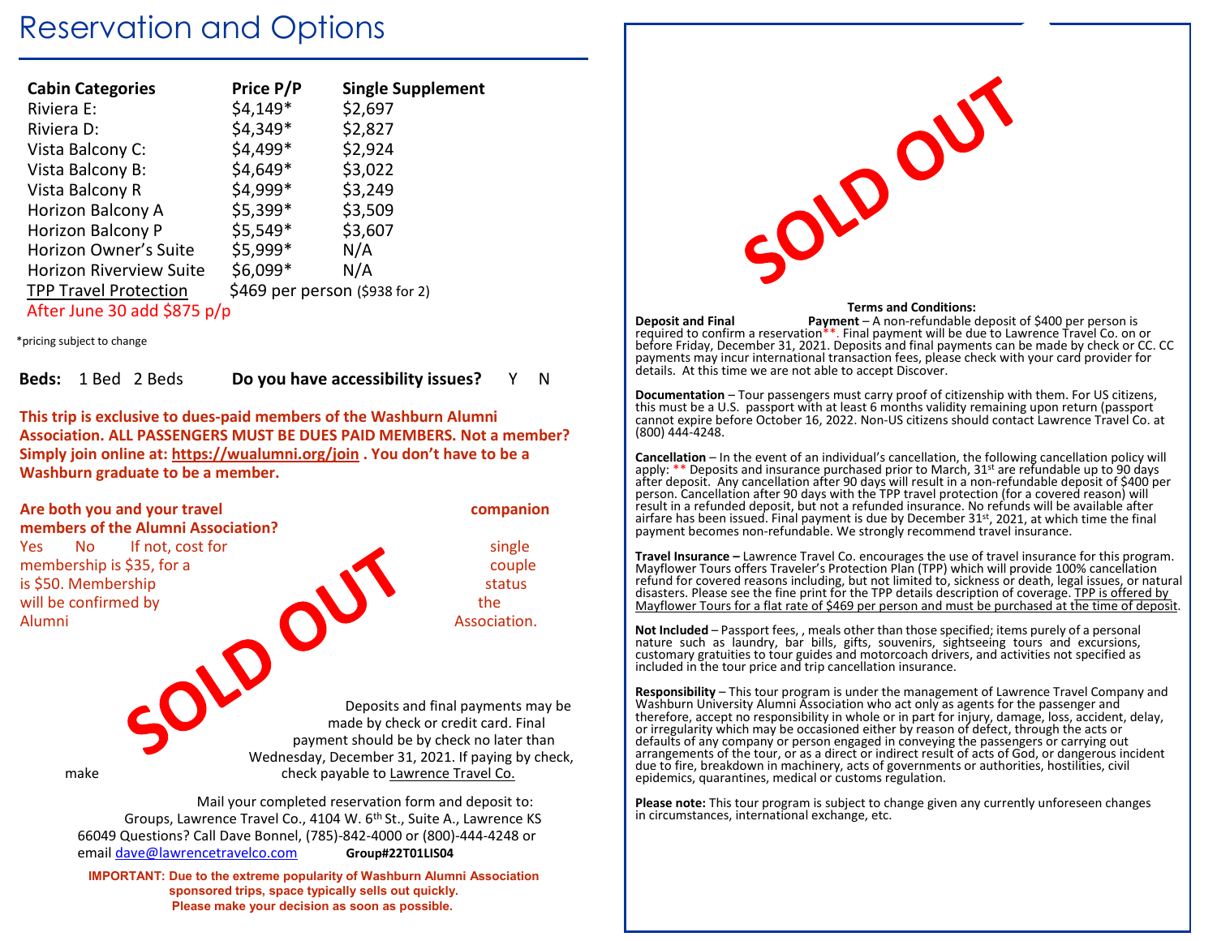# Reservation and Options

| Cabin Categories | Price P/P | Single Supplement |
|---|---|---|
| Riviera E: | $4,149* | $2,697 |
| Riviera D: | $4,349* | $2,827 |
| Vista Balcony C: | $4,499* | $2,924 |
| Vista Balcony B: | $4,649* | $3,022 |
| Vista Balcony R | $4,999* | $3,249 |
| Horizon Balcony A | $5,399* | $3,509 |
| Horizon Balcony P | $5,549* | $3,607 |
| Horizon Owner's Suite | $5,999* | N/A |
| Horizon Riverview Suite | $6,099* | N/A |
| TPP Travel Protection | $469 per person ($938 for 2) | |

After June 30 add $875 p/p

*pricing subject to change

**Beds:** 1 Bed 2 Beds **Do you have accessibility issues?** Y N

**This trip is exclusive to dues-paid members of the Washburn Alumni Association. ALL PASSENGERS MUST BE DUES PAID MEMBERS. Not a member? Simply join online at: https://wualumni.org/join . You don't have to be a Washburn graduate to be a member.**

**Are both you and your travel companion members of the Alumni Association?**

Yes No If not, cost for single membership is $35, for a couple is $50. Membership status will be confirmed by the Alumni Association.

SOLD OUT

Deposits and final payments may be made by check or credit card. Final payment should be by check no later than Wednesday, December 31, 2021. If paying by check, make check payable to Lawrence Travel Co.

Mail your completed reservation form and deposit to: Groups, Lawrence Travel Co., 4104 W. 6th St., Suite A., Lawrence KS 66049 Questions? Call Dave Bonnel, (785)-842-4000 or (800)-444-4248 or email dave@lawrencetravelco.com **Group#22T01LIS04**

**IMPORTANT: Due to the extreme popularity of Washburn Alumni Association sponsored trips, space typically sells out quickly. Please make your decision as soon as possible.**

SOLD OUT

**Terms and Conditions:**

**Deposit and Final Payment** – A non-refundable deposit of $400 per person is required to confirm a reservation**. Final payment will be due to Lawrence Travel Co. on or before Friday, December 31, 2021. Deposits and final payments can be made by check or CC. CC payments may incur international transaction fees, please check with your card provider for details. At this time we are not able to accept Discover.

**Documentation** – Tour passengers must carry proof of citizenship with them. For US citizens, this must be a U.S. passport with at least 6 months validity remaining upon return (passport cannot expire before October 16, 2022. Non-US citizens should contact Lawrence Travel Co. at (800) 444-4248.

**Cancellation** – In the event of an individual's cancellation, the following cancellation policy will apply: ** Deposits and insurance purchased prior to March, 31st are refundable up to 90 days after deposit. Any cancellation after 90 days will result in a non-refundable deposit of $400 per person. Cancellation after 90 days with the TPP travel protection (for a covered reason) will result in a refunded deposit, but not a refunded insurance. No refunds will be available after airfare has been issued. Final payment is due by December 31st, 2021, at which time the final payment becomes non-refundable. We strongly recommend travel insurance.

**Travel Insurance –** Lawrence Travel Co. encourages the use of travel insurance for this program. Mayflower Tours offers Traveler's Protection Plan (TPP) which will provide 100% cancellation refund for covered reasons including, but not limited to, sickness or death, legal issues, or natural disasters. Please see the fine print for the TPP details description of coverage. TPP is offered by Mayflower Tours for a flat rate of $469 per person and must be purchased at the time of deposit.

**Not Included** – Passport fees, , meals other than those specified; items purely of a personal nature such as laundry, bar bills, gifts, souvenirs, sightseeing tours and excursions, customary gratuities to tour guides and motorcoach drivers, and activities not specified as included in the tour price and trip cancellation insurance.

**Responsibility** – This tour program is under the management of Lawrence Travel Company and Washburn University Alumni Association who act only as agents for the passenger and therefore, accept no responsibility in whole or in part for injury, damage, loss, accident, delay, or irregularity which may be occasioned either by reason of defect, through the acts or defaults of any company or person engaged in conveying the passengers or carrying out arrangements of the tour, or as a direct or indirect result of acts of God, or dangerous incident due to fire, breakdown in machinery, acts of governments or authorities, hostilities, civil epidemics, quarantines, medical or customs regulation.

**Please note:** This tour program is subject to change given any currently unforeseen changes in circumstances, international exchange, etc.